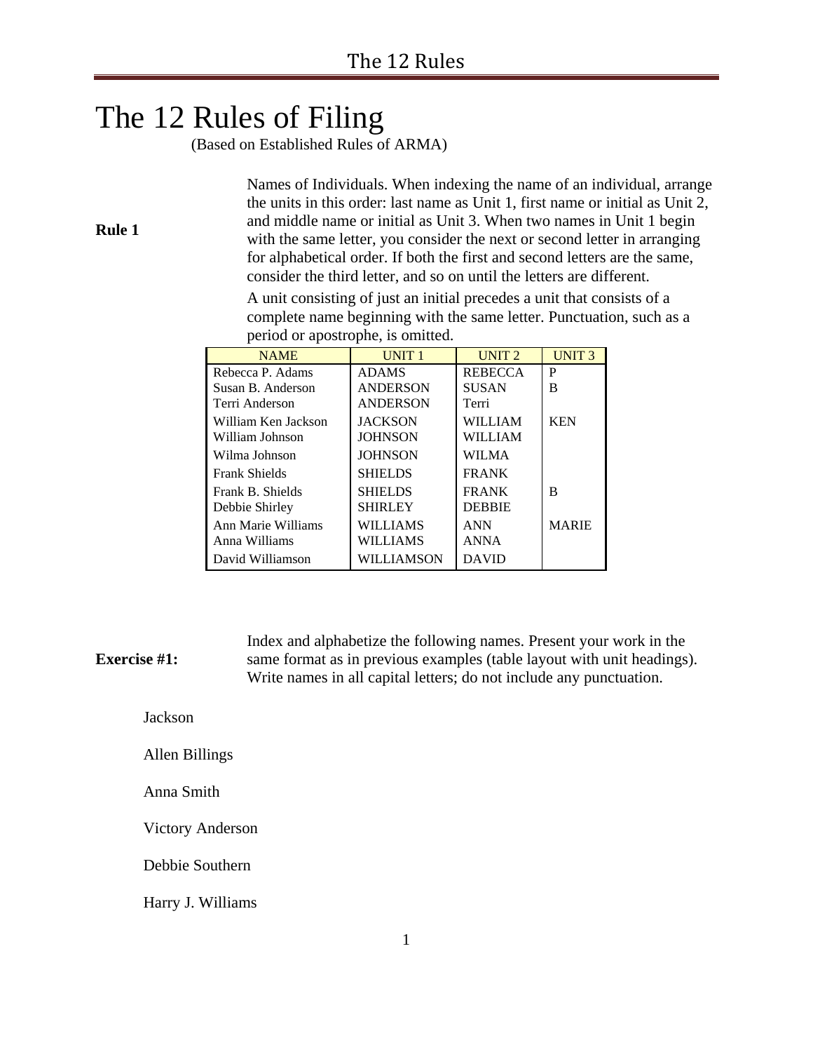# The 12 Rules of Filing

(Based on Established Rules of ARMA)

**Rule 1**

Names of Individuals. When indexing the name of an individual, arrange the units in this order: last name as Unit 1, first name or initial as Unit 2, and middle name or initial as Unit 3. When two names in Unit 1 begin with the same letter, you consider the next or second letter in arranging for alphabetical order. If both the first and second letters are the same, consider the third letter, and so on until the letters are different.

A unit consisting of just an initial precedes a unit that consists of a complete name beginning with the same letter. Punctuation, such as a period or apostrophe, is omitted.

| NAME | UNIT 1 | UNIT 2 | UNIT 3 |
|---|---|---|---|
| Rebecca P. Adams | ADAMS | REBECCA | P |
| Susan B. Anderson | ANDERSON | SUSAN | B |
| Terri Anderson | ANDERSON | Terri | |
| William Ken Jackson | JACKSON | WILLIAM | KEN |
| William Johnson | JOHNSON | WILLIAM | |
| Wilma Johnson | JOHNSON | WILMA | |
| Frank Shields | SHIELDS | FRANK | |
| Frank B. Shields | SHIELDS | FRANK | B |
| Debbie Shirley | SHIRLEY | DEBBIE | |
| Ann Marie Williams | WILLIAMS | ANN | MARIE |
| Anna Williams | WILLIAMS | ANNA | |
| David Williamson | WILLIAMSON | DAVID | |

**Exercise #1:**

Index and alphabetize the following names. Present your work in the same format as in previous examples (table layout with unit headings). Write names in all capital letters; do not include any punctuation.

Jackson

Allen Billings

Anna Smith

Victory Anderson

Debbie Southern

Harry J. Williams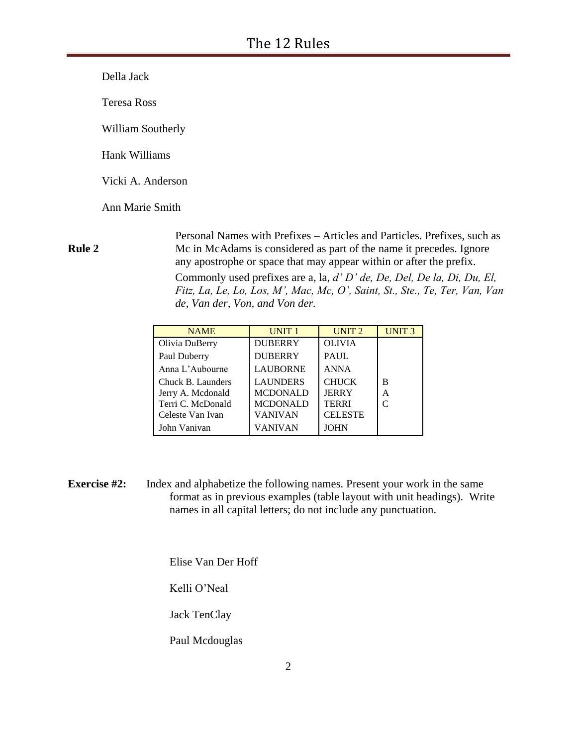Della Jack

Teresa Ross

William Southerly

Hank Williams

Vicki A. Anderson

Ann Marie Smith

**Rule 2** Personal Names with Prefixes – Articles and Particles. Prefixes, such as Mc in McAdams is considered as part of the name it precedes. Ignore any apostrophe or space that may appear within or after the prefix.

Commonly used prefixes are a, la, *d' D' de, De, Del, De la, Di, Du, El, Fitz, La, Le, Lo, Los, M', Mac, Mc, O', Saint, St., Ste., Te, Ter, Van, Van de, Van der, Von, and Von der.*

| NAME | UNIT 1 | UNIT 2 | UNIT 3 |
|---|---|---|---|
| Olivia DuBerry | DUBERRY | OLIVIA | |
| Paul Duberry | DUBERRY | PAUL | |
| Anna L'Aubourne | LAUBORNE | ANNA | |
| Chuck B. Launders | LAUNDERS | CHUCK | B |
| Jerry A. Mcdonald | MCDONALD | JERRY | A |
| Terri C. McDonald | MCDONALD | TERRI | C |
| Celeste Van Ivan | VANIVAN | CELESTE | |
| John Vanivan | VANIVAN | JOHN | |

**Exercise #2:** Index and alphabetize the following names. Present your work in the same format as in previous examples (table layout with unit headings). Write names in all capital letters; do not include any punctuation.

Elise Van Der Hoff

Kelli O'Neal

Jack TenClay

Paul Mcdouglas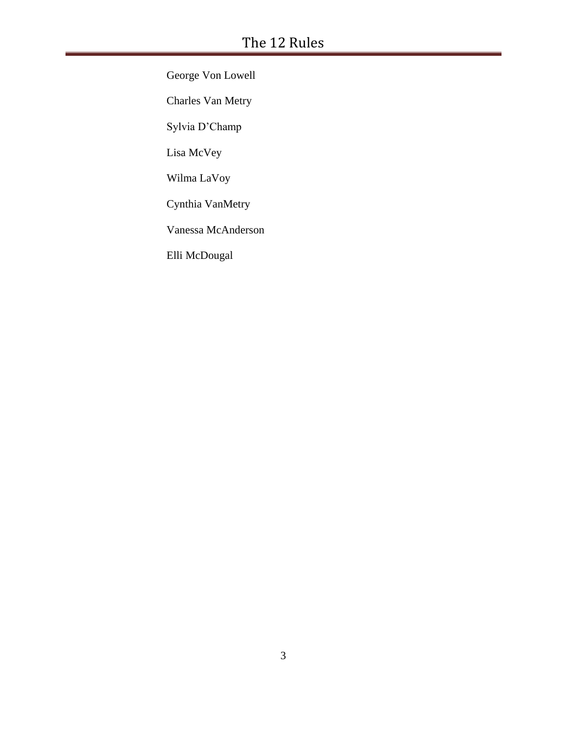George Von Lowell

Charles Van Metry

Sylvia D’Champ

Lisa McVey

Wilma LaVoy

Cynthia VanMetry

Vanessa McAnderson

Elli McDougal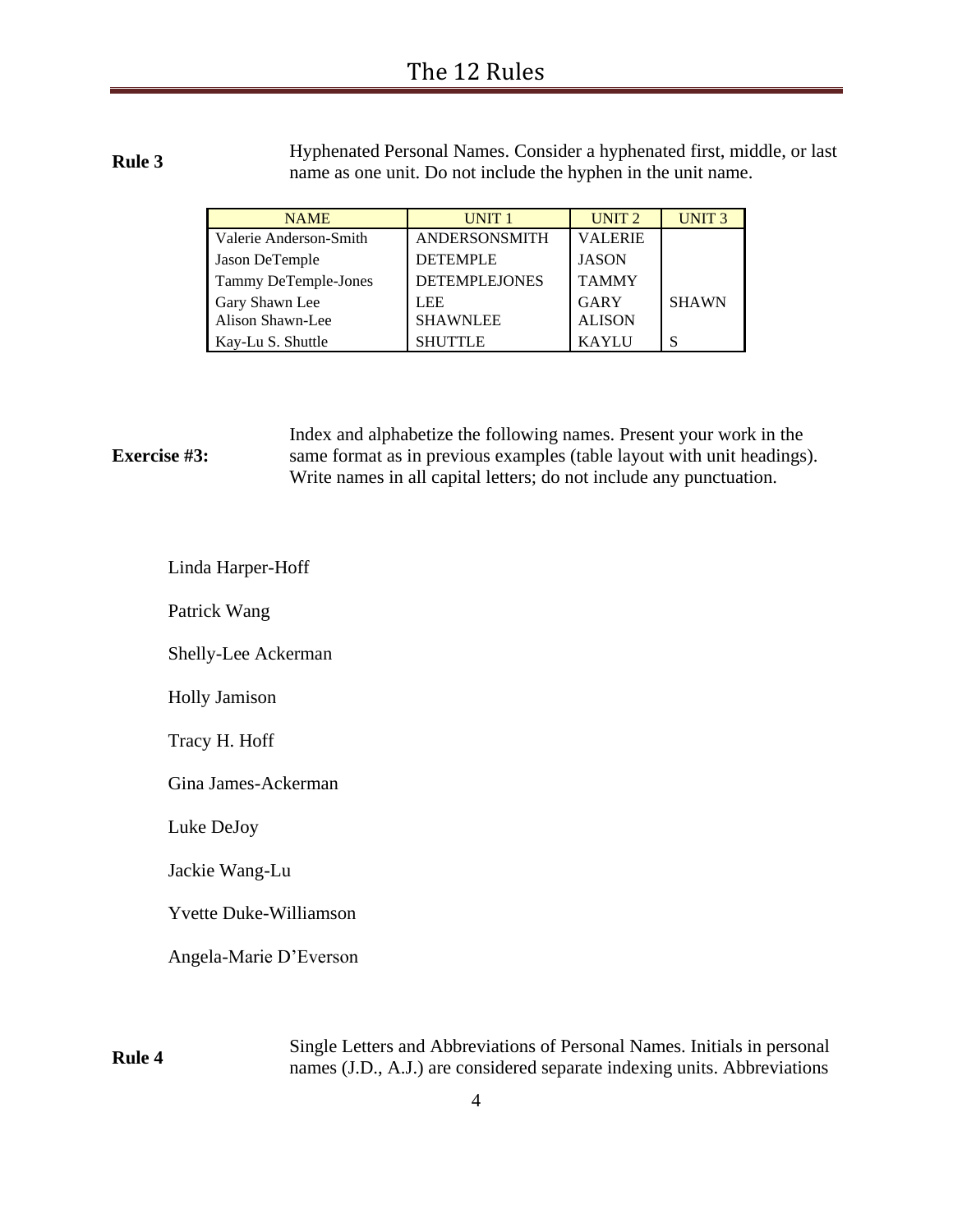**Rule 3** Hyphenated Personal Names. Consider a hyphenated first, middle, or last name as one unit. Do not include the hyphen in the unit name.

| NAME | UNIT 1 | UNIT 2 | UNIT 3 |
|---|---|---|---|
| Valerie Anderson-Smith | ANDERSONSMITH | VALERIE | |
| Jason DeTemple | DETEMPLE | JASON | |
| Tammy DeTemple-Jones | DETEMPLEJONES | TAMMY | |
| Gary Shawn Lee | LEE | GARY | SHAWN |
| Alison Shawn-Lee | SHAWNLEE | ALISON | |
| Kay-Lu S. Shuttle | SHUTTLE | KAYLU | S |

**Exercise #3:** Index and alphabetize the following names. Present your work in the same format as in previous examples (table layout with unit headings). Write names in all capital letters; do not include any punctuation.

Linda Harper-Hoff

Patrick Wang

Shelly-Lee Ackerman

Holly Jamison

Tracy H. Hoff

Gina James-Ackerman

Luke DeJoy

Jackie Wang-Lu

Yvette Duke-Williamson

Angela-Marie D'Everson

**Rule 4** Single Letters and Abbreviations of Personal Names. Initials in personal names (J.D., A.J.) are considered separate indexing units. Abbreviations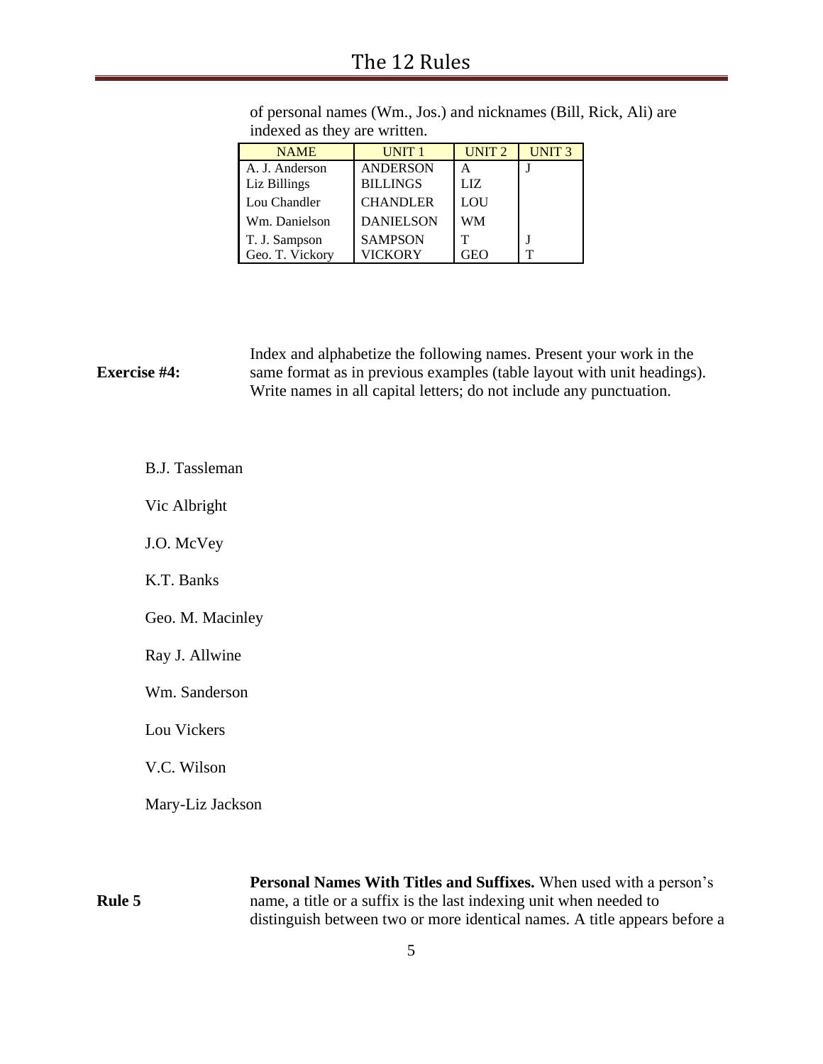of personal names (Wm., Jos.) and nicknames (Bill, Rick, Ali) are indexed as they are written.

| NAME | UNIT 1 | UNIT 2 | UNIT 3 |
|---|---|---|---|
| A. J. Anderson | ANDERSON | A | J |
| Liz Billings | BILLINGS | LIZ | |
| Lou Chandler | CHANDLER | LOU | |
| Wm. Danielson | DANIELSON | WM | |
| T. J. Sampson | SAMPSON | T | J |
| Geo. T. Vickory | VICKORY | GEO | T |

**Exercise #4:** Index and alphabetize the following names. Present your work in the same format as in previous examples (table layout with unit headings). Write names in all capital letters; do not include any punctuation.

B.J. Tassleman

Vic Albright

J.O. McVey

K.T. Banks

Geo. M. Macinley

Ray J. Allwine

Wm. Sanderson

Lou Vickers

V.C. Wilson

Mary-Liz Jackson

**Rule 5** **Personal Names With Titles and Suffixes.** When used with a person's name, a title or a suffix is the last indexing unit when needed to distinguish between two or more identical names. A title appears before a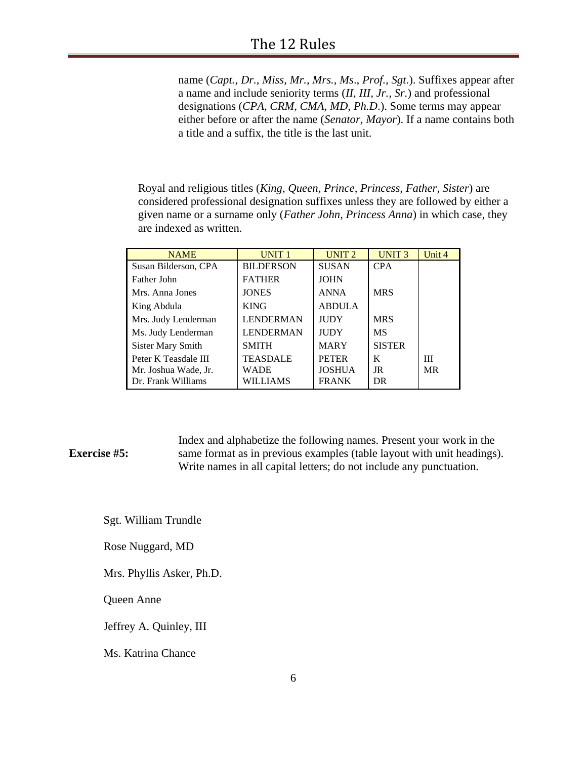name (*Capt., Dr., Miss, Mr., Mrs., Ms., Prof., Sgt.*). Suffixes appear after a name and include seniority terms (*II, III, Jr., Sr.*) and professional designations (*CPA, CRM, CMA, MD, Ph.D.*). Some terms may appear either before or after the name (*Senator, Mayor*). If a name contains both a title and a suffix, the title is the last unit.

Royal and religious titles (*King, Queen, Prince, Princess, Father, Sister*) are considered professional designation suffixes unless they are followed by either a given name or a surname only (*Father John, Princess Anna*) in which case, they are indexed as written.

| NAME | UNIT 1 | UNIT 2 | UNIT 3 | Unit 4 |
|---|---|---|---|---|
| Susan Bilderson, CPA | BILDERSON | SUSAN | CPA | |
| Father John | FATHER | JOHN | | |
| Mrs. Anna Jones | JONES | ANNA | MRS | |
| King Abdula | KING | ABDULA | | |
| Mrs. Judy Lenderman | LENDERMAN | JUDY | MRS | |
| Ms. Judy Lenderman | LENDERMAN | JUDY | MS | |
| Sister Mary Smith | SMITH | MARY | SISTER | |
| Peter K Teasdale III | TEASDALE | PETER | K | III |
| Mr. Joshua Wade, Jr. | WADE | JOSHUA | JR | MR |
| Dr. Frank Williams | WILLIAMS | FRANK | DR | |

**Exercise #5:** Index and alphabetize the following names. Present your work in the same format as in previous examples (table layout with unit headings). Write names in all capital letters; do not include any punctuation.

Sgt. William Trundle

Rose Nuggard, MD

Mrs. Phyllis Asker, Ph.D.

Queen Anne

Jeffrey A. Quinley, III

Ms. Katrina Chance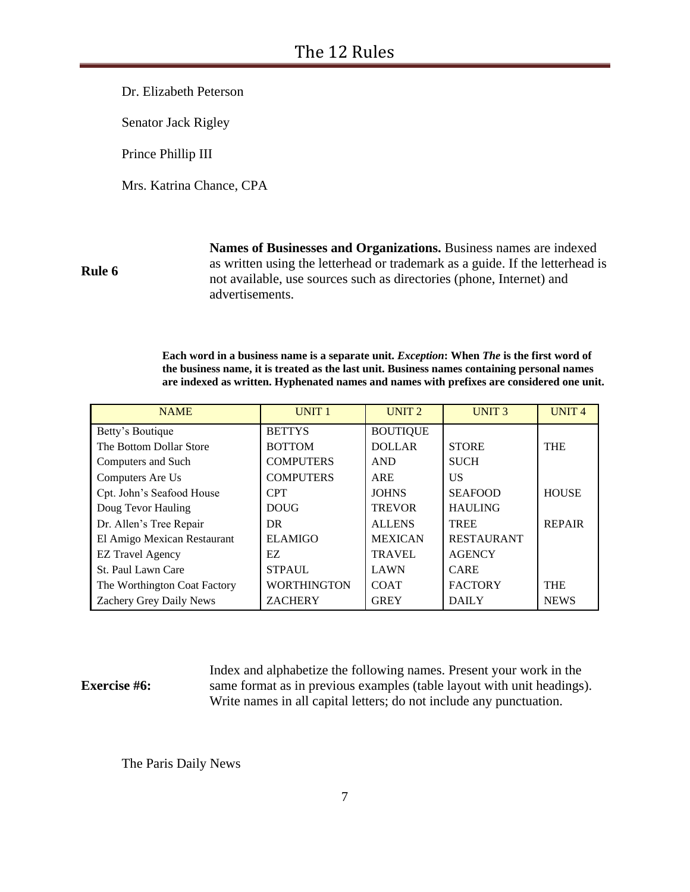Dr. Elizabeth Peterson

Senator Jack Rigley

Prince Phillip III

Mrs. Katrina Chance, CPA

**Rule 6**

**Names of Businesses and Organizations.** Business names are indexed as written using the letterhead or trademark as a guide. If the letterhead is not available, use sources such as directories (phone, Internet) and advertisements.

**Each word in a business name is a separate unit. *Exception*: When *The* is the first word of the business name, it is treated as the last unit. Business names containing personal names are indexed as written. Hyphenated names and names with prefixes are considered one unit.**

| NAME | UNIT 1 | UNIT 2 | UNIT 3 | UNIT 4 |
|---|---|---|---|---|
| Betty's Boutique | BETTYS | BOUTIQUE | | |
| The Bottom Dollar Store | BOTTOM | DOLLAR | STORE | THE |
| Computers and Such | COMPUTERS | AND | SUCH | |
| Computers Are Us | COMPUTERS | ARE | US | |
| Cpt. John's Seafood House | CPT | JOHNS | SEAFOOD | HOUSE |
| Doug Tevor Hauling | DOUG | TREVOR | HAULING | |
| Dr. Allen's Tree Repair | DR | ALLENS | TREE | REPAIR |
| El Amigo Mexican Restaurant | ELAMIGO | MEXICAN | RESTAURANT | |
| EZ Travel Agency | EZ | TRAVEL | AGENCY | |
| St. Paul Lawn Care | STPAUL | LAWN | CARE | |
| The Worthington Coat Factory | WORTHINGTON | COAT | FACTORY | THE |
| Zachery Grey Daily News | ZACHERY | GREY | DAILY | NEWS |

**Exercise #6:**

Index and alphabetize the following names. Present your work in the same format as in previous examples (table layout with unit headings). Write names in all capital letters; do not include any punctuation.

The Paris Daily News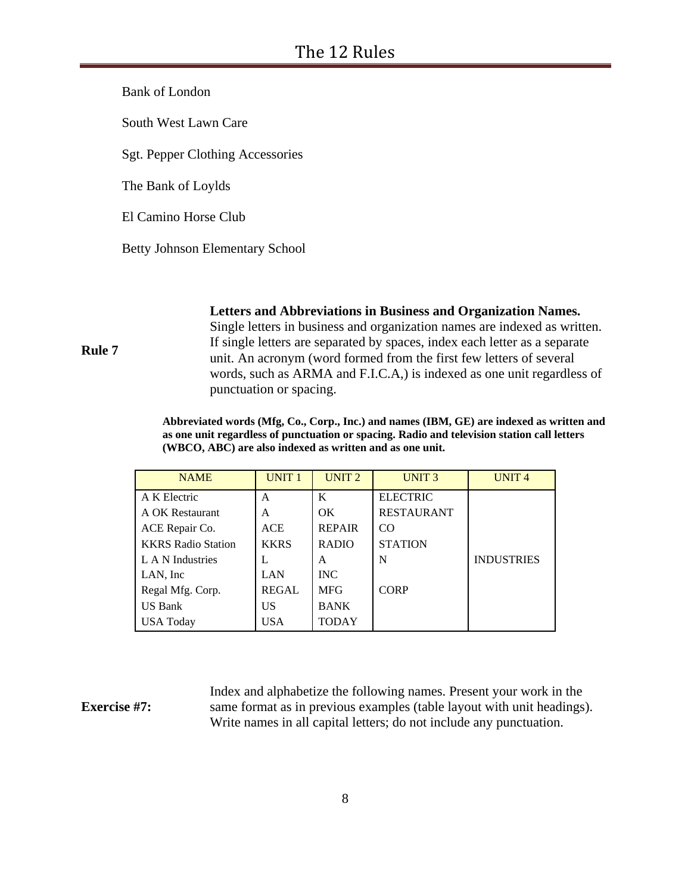Bank of London

South West Lawn Care

Sgt. Pepper Clothing Accessories

The Bank of Loylds

El Camino Horse Club

Betty Johnson Elementary School

**Rule 7**

**Letters and Abbreviations in Business and Organization Names.** Single letters in business and organization names are indexed as written. If single letters are separated by spaces, index each letter as a separate unit. An acronym (word formed from the first few letters of several words, such as ARMA and F.I.C.A,) is indexed as one unit regardless of punctuation or spacing.

**Abbreviated words (Mfg, Co., Corp., Inc.) and names (IBM, GE) are indexed as written and as one unit regardless of punctuation or spacing. Radio and television station call letters (WBCO, ABC) are also indexed as written and as one unit.**

| NAME | UNIT 1 | UNIT 2 | UNIT 3 | UNIT 4 |
|---|---|---|---|---|
| A K Electric | A | K | ELECTRIC | |
| A OK Restaurant | A | OK | RESTAURANT | |
| ACE Repair Co. | ACE | REPAIR | CO | |
| KKRS Radio Station | KKRS | RADIO | STATION | |
| L A N Industries | L | A | N | INDUSTRIES |
| LAN, Inc | LAN | INC | | |
| Regal Mfg. Corp. | REGAL | MFG | CORP | |
| US Bank | US | BANK | | |
| USA Today | USA | TODAY | | |

**Exercise #7:**

Index and alphabetize the following names. Present your work in the same format as in previous examples (table layout with unit headings). Write names in all capital letters; do not include any punctuation.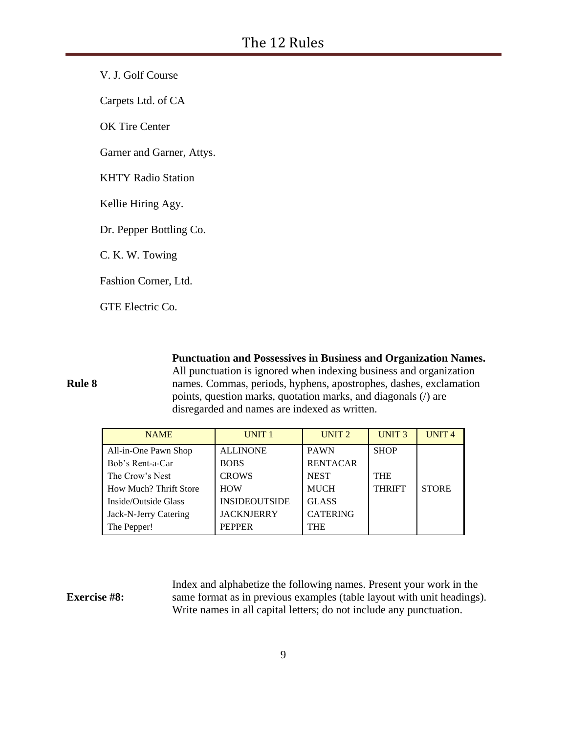V. J. Golf Course

Carpets Ltd. of CA

OK Tire Center

Garner and Garner, Attys.

KHTY Radio Station

Kellie Hiring Agy.

Dr. Pepper Bottling Co.

C. K. W. Towing

Fashion Corner, Ltd.

GTE Electric Co.

**Rule 8**

**Punctuation and Possessives in Business and Organization Names.** All punctuation is ignored when indexing business and organization names. Commas, periods, hyphens, apostrophes, dashes, exclamation points, question marks, quotation marks, and diagonals (/) are disregarded and names are indexed as written.

| NAME | UNIT 1 | UNIT 2 | UNIT 3 | UNIT 4 |
|---|---|---|---|---|
| All-in-One Pawn Shop | ALLINONE | PAWN | SHOP | |
| Bob's Rent-a-Car | BOBS | RENTACAR | | |
| The Crow's Nest | CROWS | NEST | THE | |
| How Much? Thrift Store | HOW | MUCH | THRIFT | STORE |
| Inside/Outside Glass | INSIDEOUTSIDE | GLASS | | |
| Jack-N-Jerry Catering | JACKNJERRY | CATERING | | |
| The Pepper! | PEPPER | THE | | |

**Exercise #8:**

Index and alphabetize the following names. Present your work in the same format as in previous examples (table layout with unit headings). Write names in all capital letters; do not include any punctuation.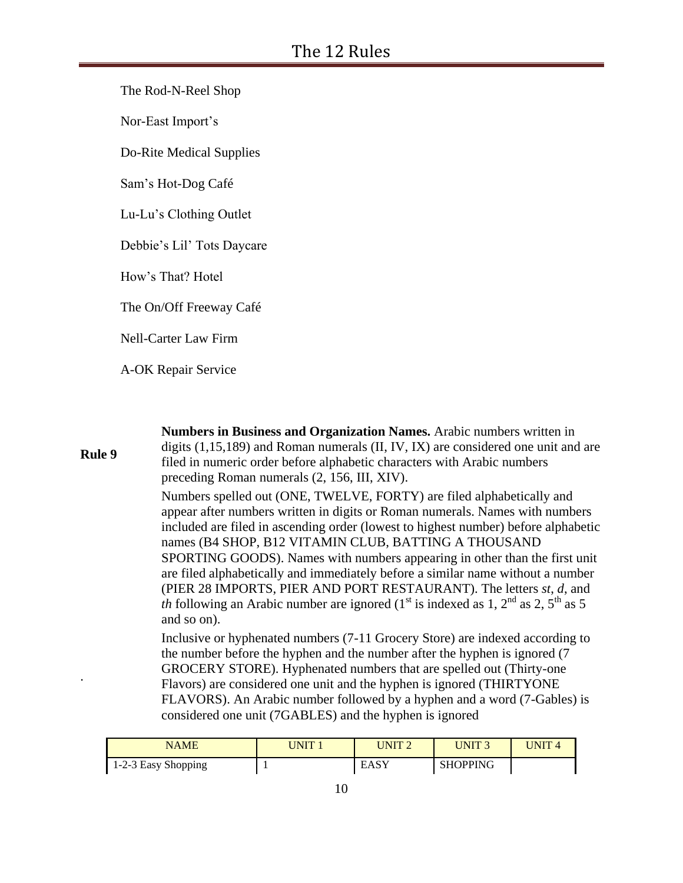The Rod-N-Reel Shop

Nor-East Import's

Do-Rite Medical Supplies

Sam's Hot-Dog Café

Lu-Lu's Clothing Outlet

Debbie's Lil' Tots Daycare

How's That? Hotel

The On/Off Freeway Café

Nell-Carter Law Firm

A-OK Repair Service

**Rule 9**

**Numbers in Business and Organization Names.** Arabic numbers written in digits (1,15,189) and Roman numerals (II, IV, IX) are considered one unit and are filed in numeric order before alphabetic characters with Arabic numbers preceding Roman numerals (2, 156, III, XIV).

Numbers spelled out (ONE, TWELVE, FORTY) are filed alphabetically and appear after numbers written in digits or Roman numerals. Names with numbers included are filed in ascending order (lowest to highest number) before alphabetic names (B4 SHOP, B12 VITAMIN CLUB, BATTING A THOUSAND SPORTING GOODS). Names with numbers appearing in other than the first unit are filed alphabetically and immediately before a similar name without a number (PIER 28 IMPORTS, PIER AND PORT RESTAURANT). The letters *st*, *d*, and *th* following an Arabic number are ignored (1st is indexed as 1, 2nd as 2, 5th as 5 and so on).

Inclusive or hyphenated numbers (7-11 Grocery Store) are indexed according to the number before the hyphen and the number after the hyphen is ignored (7 GROCERY STORE). Hyphenated numbers that are spelled out (Thirty-one Flavors) are considered one unit and the hyphen is ignored (THIRTYONE FLAVORS). An Arabic number followed by a hyphen and a word (7-Gables) is considered one unit (7GABLES) and the hyphen is ignored

| NAME | UNIT 1 | UNIT 2 | UNIT 3 | UNIT 4 |
|---|---|---|---|---|
| 1-2-3 Easy Shopping | 1 | EASY | SHOPPING | |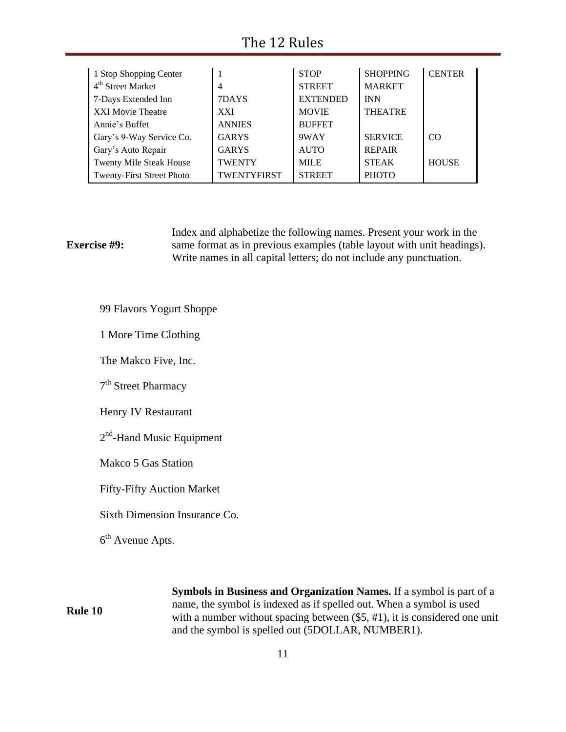| | | | | |
|---|---|---|---|---|
| 1 Stop Shopping Center | 1 | STOP | SHOPPING | CENTER |
| 4th Street Market | 4 | STREET | MARKET | |
| 7-Days Extended Inn | 7DAYS | EXTENDED | INN | |
| XXI Movie Theatre | XXI | MOVIE | THEATRE | |
| Annie's Buffet | ANNIES | BUFFET | | |
| Gary's 9-Way Service Co. | GARYS | 9WAY | SERVICE | CO |
| Gary's Auto Repair | GARYS | AUTO | REPAIR | |
| Twenty Mile Steak House | TWENTY | MILE | STEAK | HOUSE |
| Twenty-First Street Photo | TWENTYFIRST | STREET | PHOTO | |

**Exercise #9:** Index and alphabetize the following names. Present your work in the same format as in previous examples (table layout with unit headings). Write names in all capital letters; do not include any punctuation.

99 Flavors Yogurt Shoppe

1 More Time Clothing

The Makco Five, Inc.

7th Street Pharmacy

Henry IV Restaurant

2nd-Hand Music Equipment

Makco 5 Gas Station

Fifty-Fifty Auction Market

Sixth Dimension Insurance Co.

6th Avenue Apts.

**Rule 10** **Symbols in Business and Organization Names.** If a symbol is part of a name, the symbol is indexed as if spelled out. When a symbol is used with a number without spacing between ($5, #1), it is considered one unit and the symbol is spelled out (5DOLLAR, NUMBER1).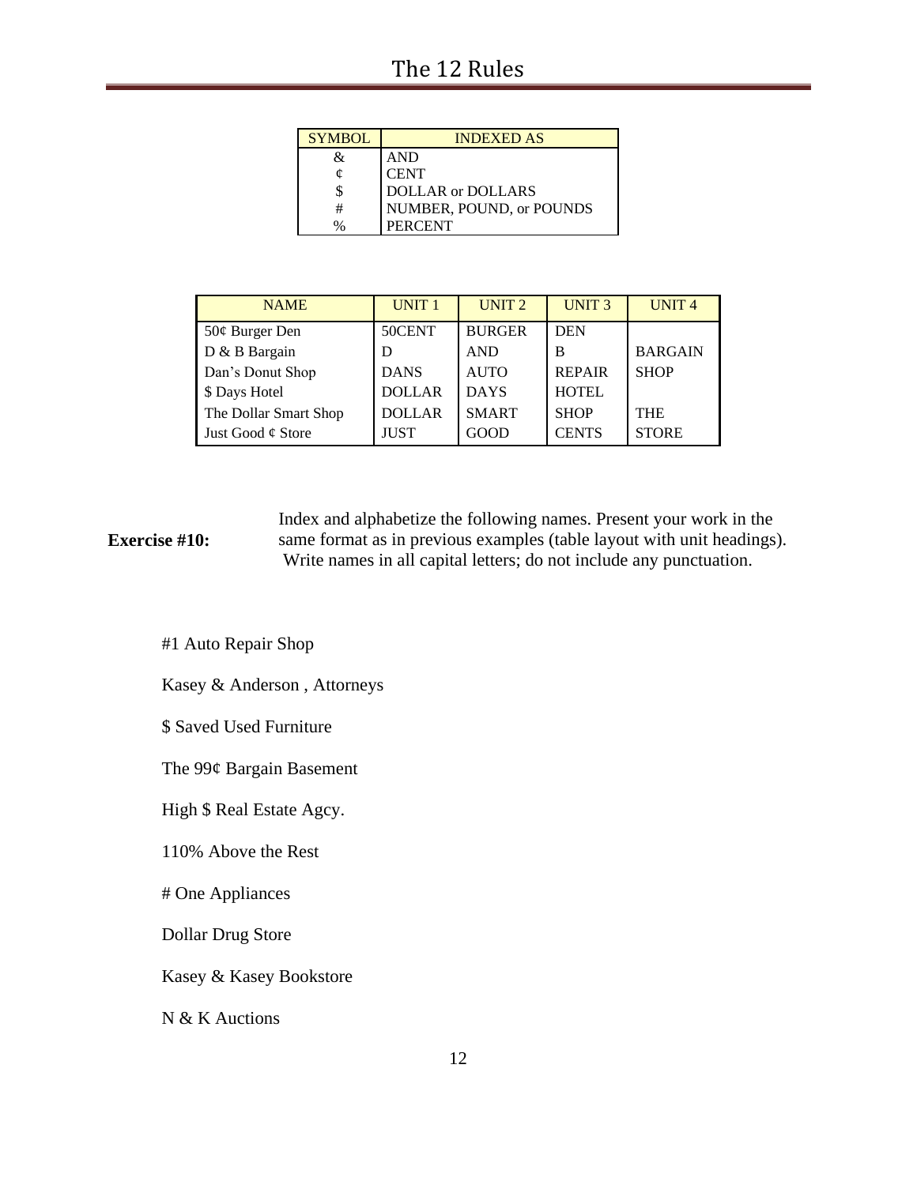| SYMBOL | INDEXED AS |
|---|---|
| & | AND |
| ¢ | CENT |
| $ | DOLLAR or DOLLARS |
| # | NUMBER, POUND, or POUNDS |
| % | PERCENT |

| NAME | UNIT 1 | UNIT 2 | UNIT 3 | UNIT 4 |
|---|---|---|---|---|
| 50¢ Burger Den | 50CENT | BURGER | DEN | |
| D & B Bargain | D | AND | B | BARGAIN |
| Dan's Donut Shop | DANS | AUTO | REPAIR | SHOP |
| $ Days Hotel | DOLLAR | DAYS | HOTEL | |
| The Dollar Smart Shop | DOLLAR | SMART | SHOP | THE |
| Just Good ¢ Store | JUST | GOOD | CENTS | STORE |

**Exercise #10:** Index and alphabetize the following names. Present your work in the same format as in previous examples (table layout with unit headings). Write names in all capital letters; do not include any punctuation.

#1 Auto Repair Shop

Kasey & Anderson , Attorneys

$ Saved Used Furniture

The 99¢ Bargain Basement

High $ Real Estate Agcy.

110% Above the Rest

# One Appliances

Dollar Drug Store

Kasey & Kasey Bookstore

N & K Auctions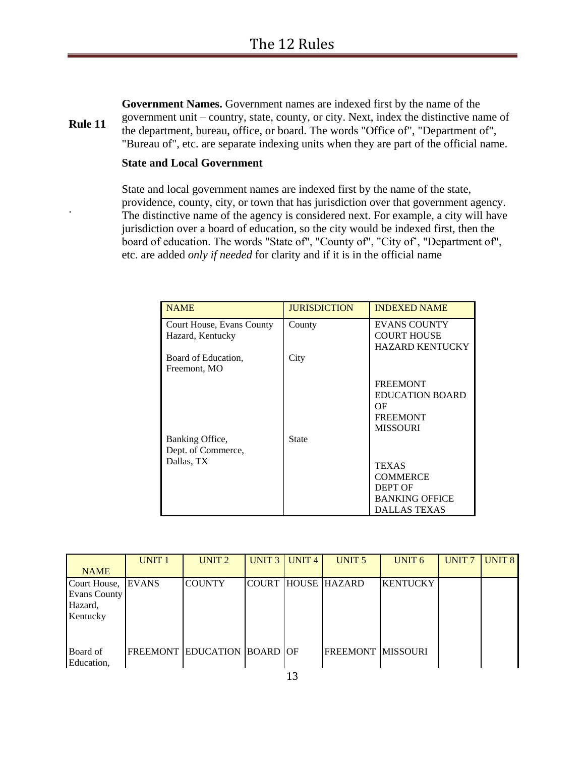**Rule 11**

**Government Names.** Government names are indexed first by the name of the government unit – country, state, county, or city. Next, index the distinctive name of the department, bureau, office, or board. The words "Office of", "Department of", "Bureau of", etc. are separate indexing units when they are part of the official name.

**State and Local Government**

.

State and local government names are indexed first by the name of the state, providence, county, city, or town that has jurisdiction over that government agency. The distinctive name of the agency is considered next. For example, a city will have jurisdiction over a board of education, so the city would be indexed first, then the board of education. The words "State of", "County of", "City of", "Department of", etc. are added *only if needed* for clarity and if it is in the official name

| NAME | JURISDICTION | INDEXED NAME |
|---|---|---|
| Court House, Evans County Hazard, Kentucky | County | EVANS COUNTY COURT HOUSE HAZARD KENTUCKY |
| Board of Education, Freemont, MO | City | FREEMONT EDUCATION BOARD OF FREEMONT MISSOURI |
| Banking Office, Dept. of Commerce, Dallas, TX | State | TEXAS COMMERCE DEPT OF BANKING OFFICE DALLAS TEXAS |

| NAME | UNIT 1 | UNIT 2 | UNIT 3 | UNIT 4 | UNIT 5 | UNIT 6 | UNIT 7 | UNIT 8 |
|---|---|---|---|---|---|---|---|---|
| Court House, Evans County Hazard, Kentucky | EVANS | COUNTY | COURT | HOUSE | HAZARD | KENTUCKY | | |
| Board of Education, | FREEMONT | EDUCATION | BOARD | OF | FREEMONT | MISSOURI | | |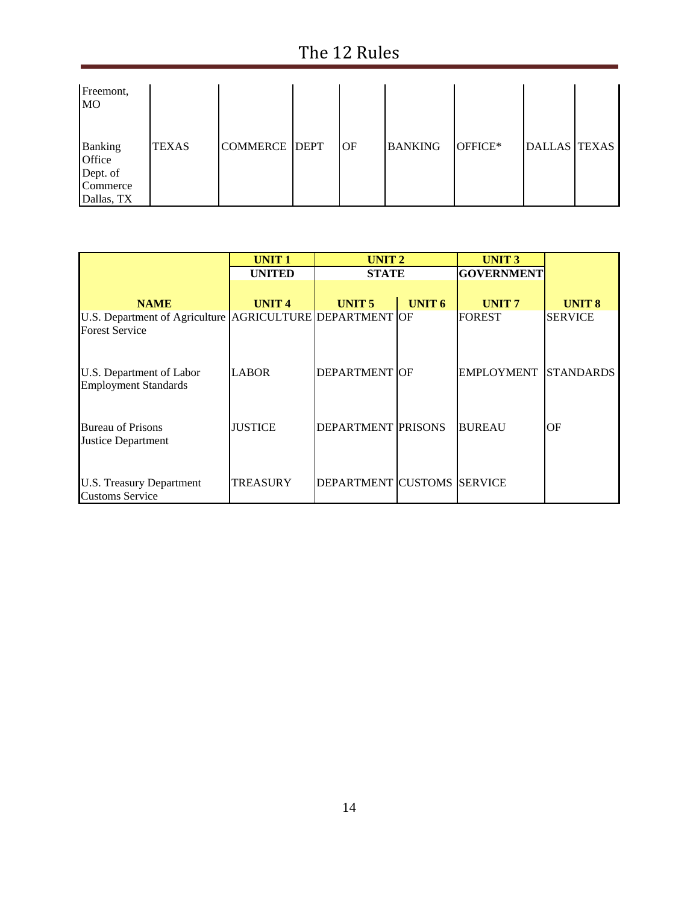| | | | | | | | | |
|---|---|---|---|---|---|---|---|---|
| Freemont, MO | | | | | | | | |
| Banking Office Dept. of Commerce Dallas, TX | TEXAS | COMMERCE | DEPT | OF | BANKING | OFFICE* | DALLAS | TEXAS |

| | UNIT 1 | UNIT 2 | | UNIT 3 | |
|---|---|---|---|---|---|
| | UNITED | STATE | | GOVERNMENT | |
| NAME | UNIT 4 | UNIT 5 | UNIT 6 | UNIT 7 | UNIT 8 |
| U.S. Department of Agriculture Forest Service | AGRICULTURE | DEPARTMENT | OF | FOREST | SERVICE |
| U.S. Department of Labor Employment Standards | LABOR | DEPARTMENT | OF | EMPLOYMENT | STANDARDS |
| Bureau of Prisons Justice Department | JUSTICE | DEPARTMENT | PRISONS | BUREAU | OF |
| U.S. Treasury Department Customs Service | TREASURY | DEPARTMENT | CUSTOMS | SERVICE | |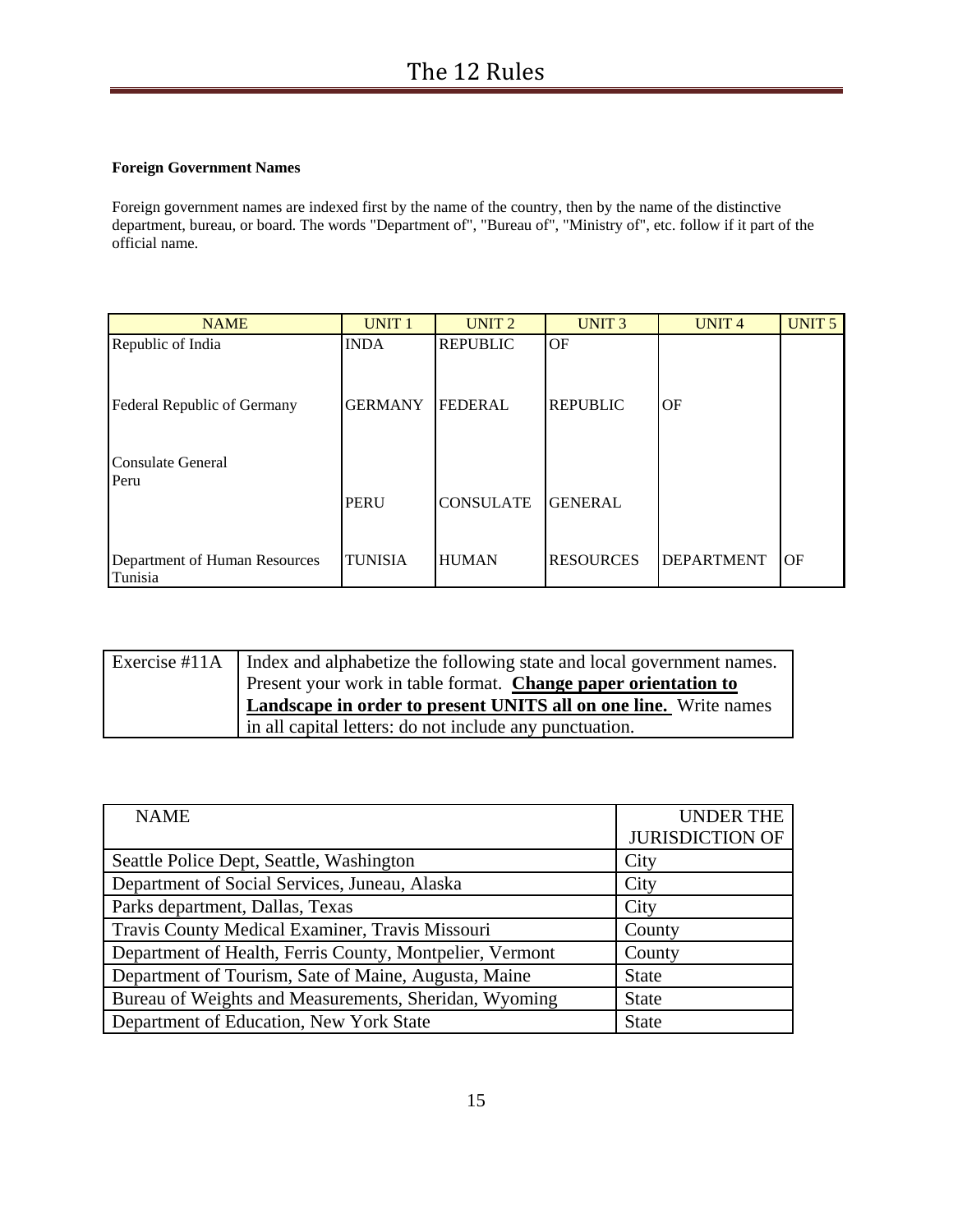**Foreign Government Names**

Foreign government names are indexed first by the name of the country, then by the name of the distinctive department, bureau, or board. The words "Department of", "Bureau of", "Ministry of", etc. follow if it part of the official name.

| NAME | UNIT 1 | UNIT 2 | UNIT 3 | UNIT 4 | UNIT 5 |
|---|---|---|---|---|---|
| Republic of India | INDA | REPUBLIC | OF | | |
| Federal Republic of Germany | GERMANY | FEDERAL | REPUBLIC | OF | |
| Consulate General Peru | PERU | CONSULATE | GENERAL | | |
| Department of Human Resources Tunisia | TUNISIA | HUMAN | RESOURCES | DEPARTMENT | OF |

| Exercise #11A | Index and alphabetize the following state and local government names. Present your work in table format. **Change paper orientation to Landscape in order to present UNITS all on one line.** Write names in all capital letters: do not include any punctuation. |
|---|---|

| NAME | UNDER THE JURISDICTION OF |
|---|---|
| Seattle Police Dept, Seattle, Washington | City |
| Department of Social Services, Juneau, Alaska | City |
| Parks department, Dallas, Texas | City |
| Travis County Medical Examiner, Travis Missouri | County |
| Department of Health, Ferris County, Montpelier, Vermont | County |
| Department of Tourism, Sate of Maine, Augusta, Maine | State |
| Bureau of Weights and Measurements, Sheridan, Wyoming | State |
| Department of Education, New York State | State |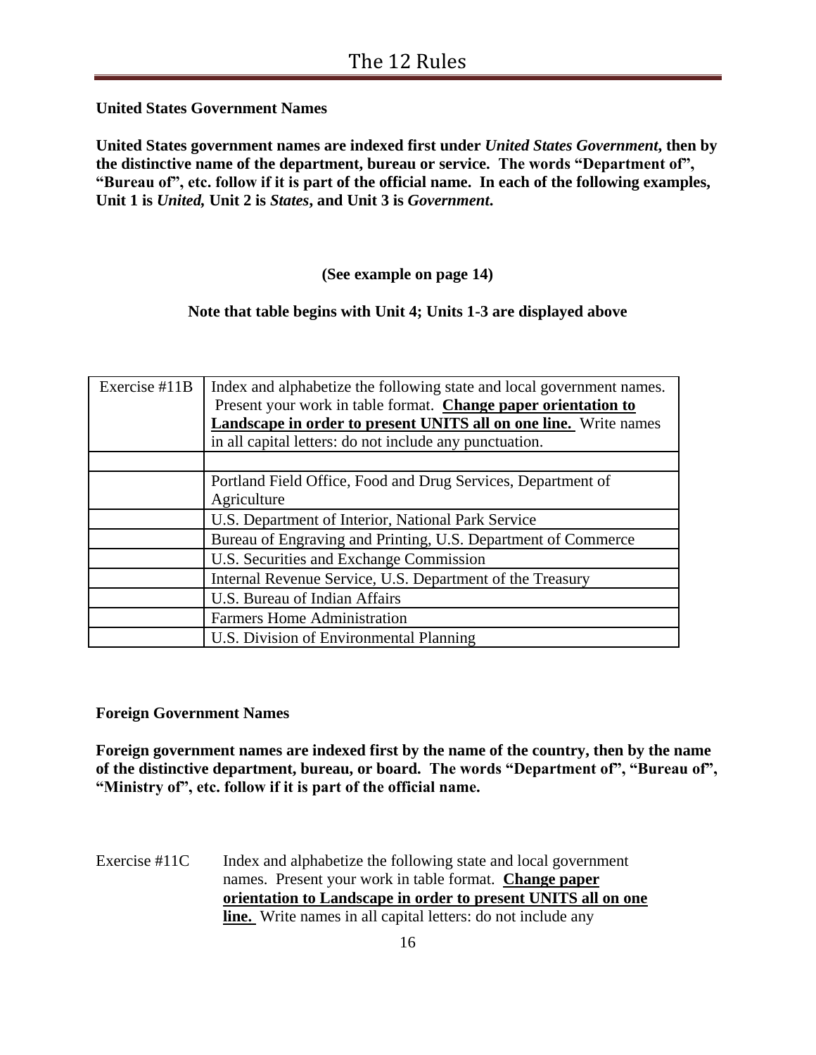**United States Government Names**

**United States government names are indexed first under *United States Government*, then by the distinctive name of the department, bureau or service. The words "Department of", "Bureau of", etc. follow if it is part of the official name. In each of the following examples, Unit 1 is *United,* Unit 2 is *States*, and Unit 3 is *Government*.**

**(See example on page 14)**

**Note that table begins with Unit 4; Units 1-3 are displayed above**

| Exercise #11B | Index and alphabetize the following state and local government names. Present your work in table format. **<u>Change paper orientation to Landscape in order to present UNITS all on one line.</u>** Write names in all capital letters: do not include any punctuation. |
|---|---|
| | |
| | Portland Field Office, Food and Drug Services, Department of Agriculture |
| | U.S. Department of Interior, National Park Service |
| | Bureau of Engraving and Printing, U.S. Department of Commerce |
| | U.S. Securities and Exchange Commission |
| | Internal Revenue Service, U.S. Department of the Treasury |
| | U.S. Bureau of Indian Affairs |
| | Farmers Home Administration |
| | U.S. Division of Environmental Planning |

**Foreign Government Names**

**Foreign government names are indexed first by the name of the country, then by the name of the distinctive department, bureau, or board. The words "Department of", "Bureau of", "Ministry of", etc. follow if it is part of the official name.**

Exercise #11C Index and alphabetize the following state and local government names. Present your work in table format. **<u>Change paper orientation to Landscape in order to present UNITS all on one line.</u>** Write names in all capital letters: do not include any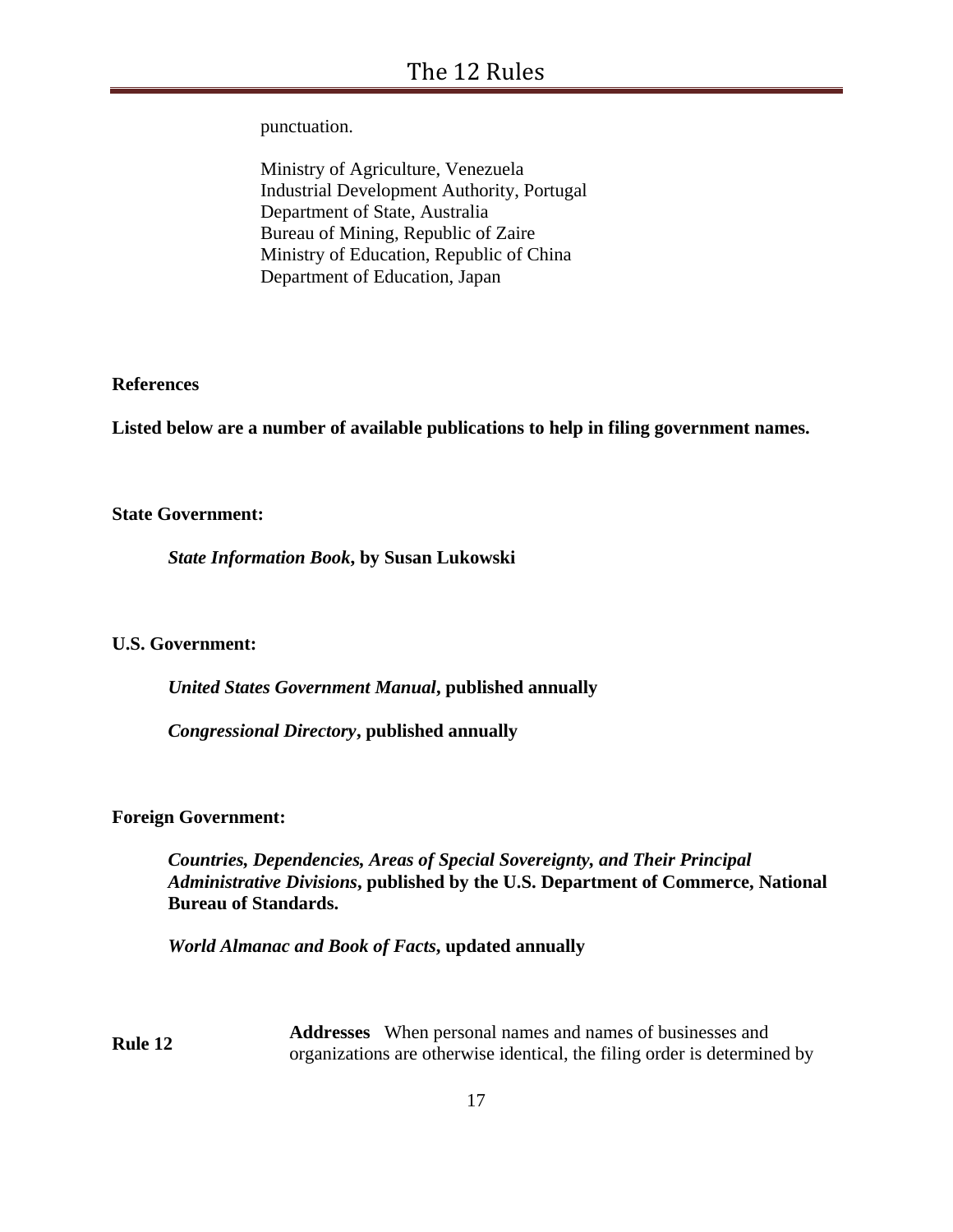punctuation.

Ministry of Agriculture, Venezuela
Industrial Development Authority, Portugal
Department of State, Australia
Bureau of Mining, Republic of Zaire
Ministry of Education, Republic of China
Department of Education, Japan

**References**

**Listed below are a number of available publications to help in filing government names.**

**State Government:**

***State Information Book*, by Susan Lukowski**

**U.S. Government:**

***United States Government Manual*, published annually**

***Congressional Directory*, published annually**

**Foreign Government:**

***Countries, Dependencies, Areas of Special Sovereignty, and Their Principal Administrative Divisions*, published by the U.S. Department of Commerce, National Bureau of Standards.**

***World Almanac and Book of Facts*, updated annually**

**Rule 12** **Addresses** When personal names and names of businesses and organizations are otherwise identical, the filing order is determined by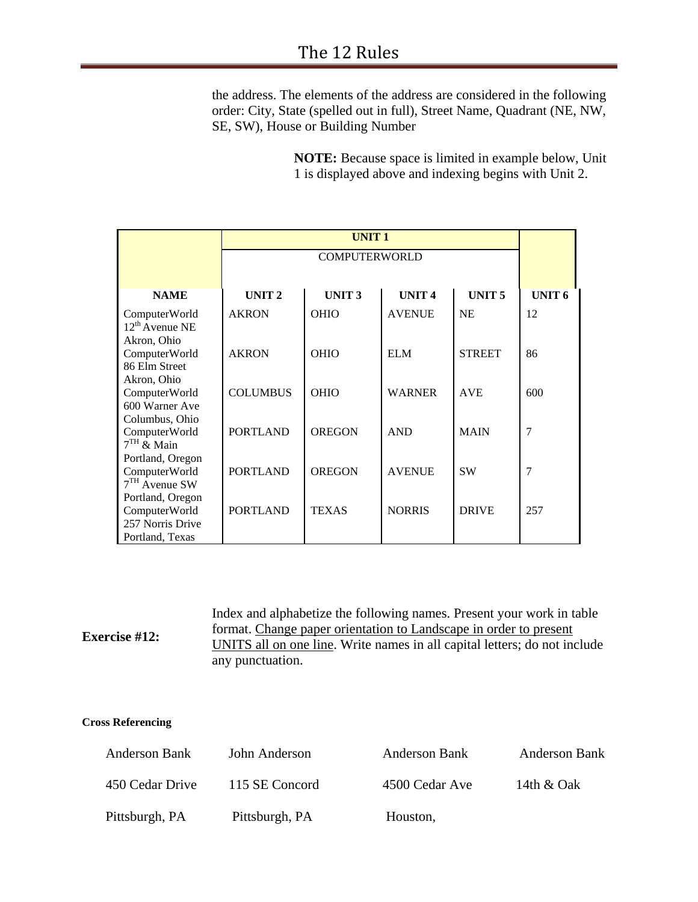the address. The elements of the address are considered in the following order: City, State (spelled out in full), Street Name, Quadrant (NE, NW, SE, SW), House or Building Number

**NOTE:** Because space is limited in example below, Unit 1 is displayed above and indexing begins with Unit 2.

| | **UNIT 1** | | | | |
|---|---|---|---|---|---|
| | COMPUTERWORLD | | | | |
| **NAME** | **UNIT 2** | **UNIT 3** | **UNIT 4** | **UNIT 5** | **UNIT 6** |
| ComputerWorld 12th Avenue NE Akron, Ohio | AKRON | OHIO | AVENUE | NE | 12 |
| ComputerWorld 86 Elm Street Akron, Ohio | AKRON | OHIO | ELM | STREET | 86 |
| ComputerWorld 600 Warner Ave Columbus, Ohio | COLUMBUS | OHIO | WARNER | AVE | 600 |
| ComputerWorld 7TH & Main Portland, Oregon | PORTLAND | OREGON | AND | MAIN | 7 |
| ComputerWorld 7TH Avenue SW Portland, Oregon | PORTLAND | OREGON | AVENUE | SW | 7 |
| ComputerWorld 257 Norris Drive Portland, Texas | PORTLAND | TEXAS | NORRIS | DRIVE | 257 |

**Exercise #12:** Index and alphabetize the following names. Present your work in table format. Change paper orientation to Landscape in order to present UNITS all on one line. Write names in all capital letters; do not include any punctuation.

**Cross Referencing**

| | | | |
|---|---|---|---|
| Anderson Bank | John Anderson | Anderson Bank | Anderson Bank |
| 450 Cedar Drive | 115 SE Concord | 4500 Cedar Ave | 14th & Oak |
| Pittsburgh, PA | Pittsburgh, PA | Houston, | |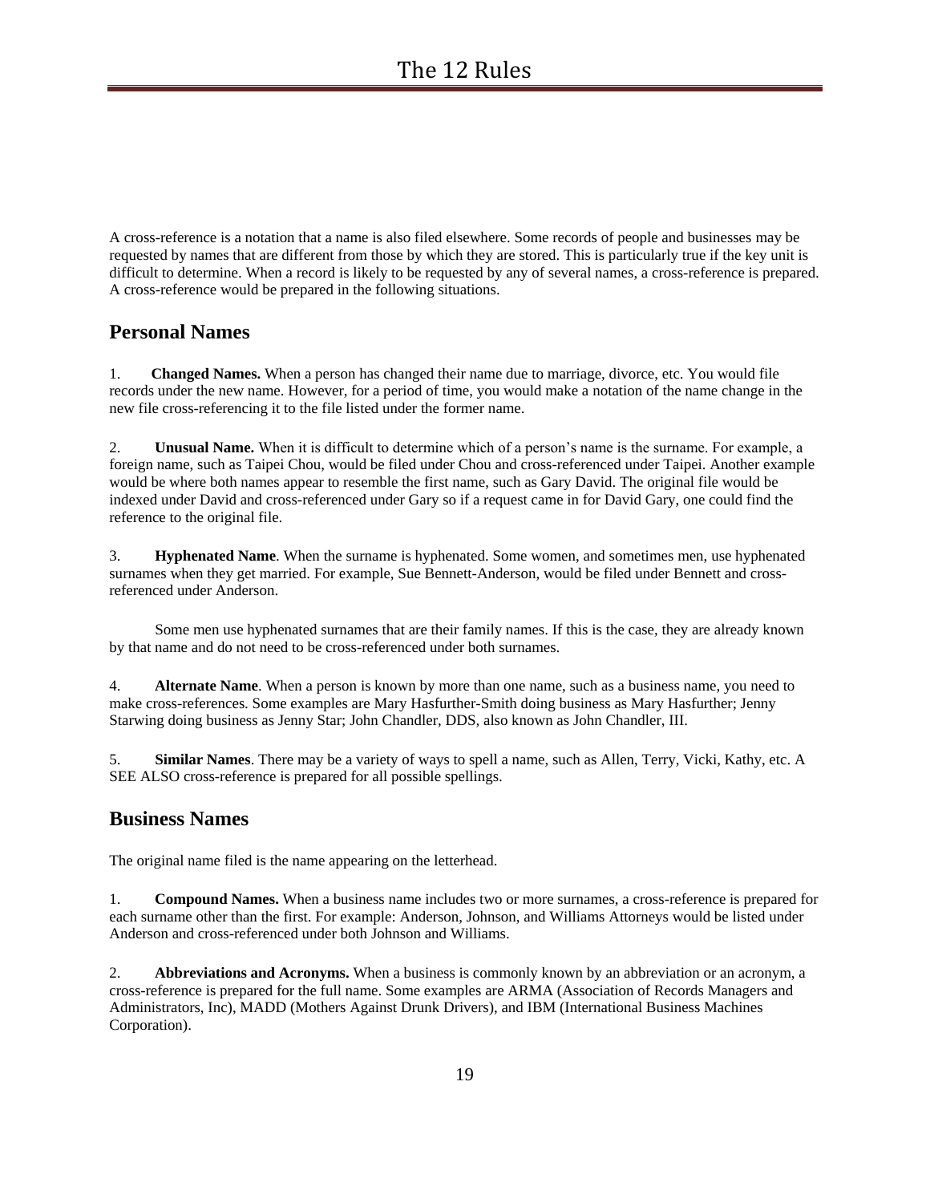A cross-reference is a notation that a name is also filed elsewhere. Some records of people and businesses may be requested by names that are different from those by which they are stored. This is particularly true if the key unit is difficult to determine. When a record is likely to be requested by any of several names, a cross-reference is prepared. A cross-reference would be prepared in the following situations.

## Personal Names

1. **Changed Names.** When a person has changed their name due to marriage, divorce, etc. You would file records under the new name. However, for a period of time, you would make a notation of the name change in the new file cross-referencing it to the file listed under the former name.

2. **Unusual Name.** When it is difficult to determine which of a person's name is the surname. For example, a foreign name, such as Taipei Chou, would be filed under Chou and cross-referenced under Taipei. Another example would be where both names appear to resemble the first name, such as Gary David. The original file would be indexed under David and cross-referenced under Gary so if a request came in for David Gary, one could find the reference to the original file.

3. **Hyphenated Name**. When the surname is hyphenated. Some women, and sometimes men, use hyphenated surnames when they get married. For example, Sue Bennett-Anderson, would be filed under Bennett and cross-referenced under Anderson.

Some men use hyphenated surnames that are their family names. If this is the case, they are already known by that name and do not need to be cross-referenced under both surnames.

4. **Alternate Name**. When a person is known by more than one name, such as a business name, you need to make cross-references. Some examples are Mary Hasfurther-Smith doing business as Mary Hasfurther; Jenny Starwing doing business as Jenny Star; John Chandler, DDS, also known as John Chandler, III.

5. **Similar Names**. There may be a variety of ways to spell a name, such as Allen, Terry, Vicki, Kathy, etc. A SEE ALSO cross-reference is prepared for all possible spellings.

## Business Names

The original name filed is the name appearing on the letterhead.

1. **Compound Names.** When a business name includes two or more surnames, a cross-reference is prepared for each surname other than the first. For example: Anderson, Johnson, and Williams Attorneys would be listed under Anderson and cross-referenced under both Johnson and Williams.

2. **Abbreviations and Acronyms.** When a business is commonly known by an abbreviation or an acronym, a cross-reference is prepared for the full name. Some examples are ARMA (Association of Records Managers and Administrators, Inc), MADD (Mothers Against Drunk Drivers), and IBM (International Business Machines Corporation).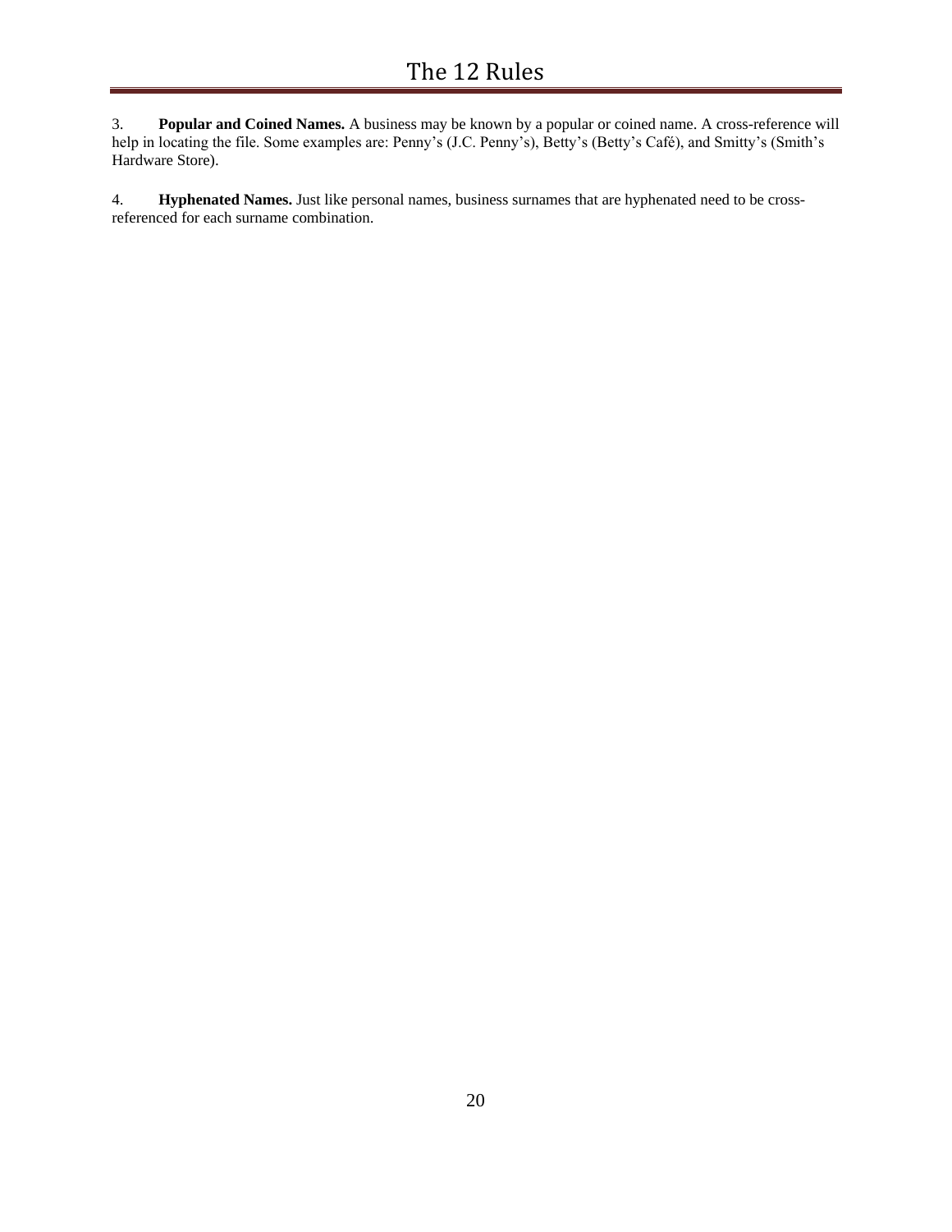3. **Popular and Coined Names.** A business may be known by a popular or coined name. A cross-reference will help in locating the file. Some examples are: Penny's (J.C. Penny's), Betty's (Betty's Café), and Smitty's (Smith's Hardware Store).

4. **Hyphenated Names.** Just like personal names, business surnames that are hyphenated need to be cross-referenced for each surname combination.